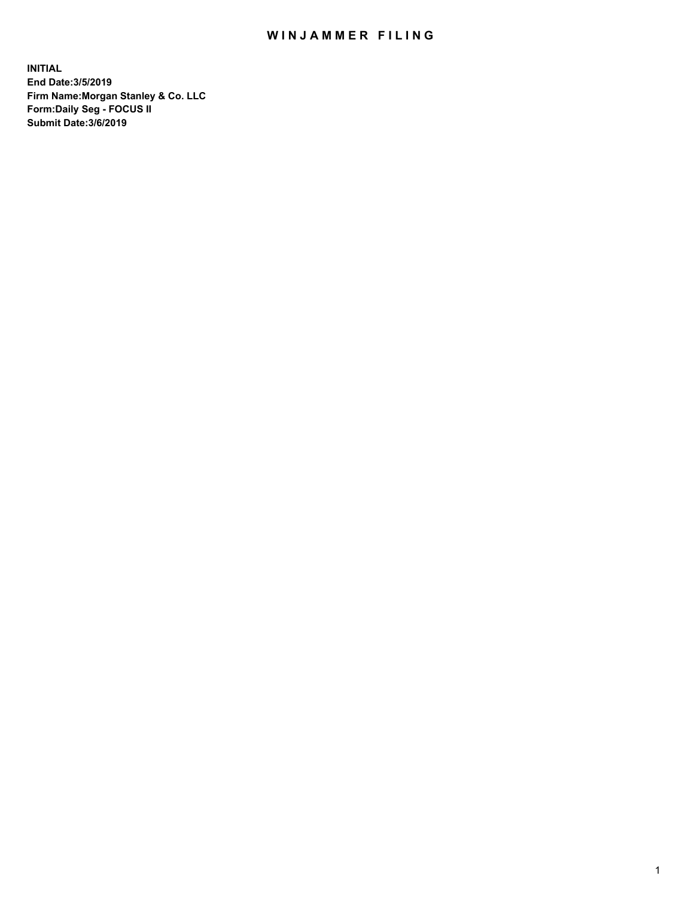# WINJAMMER FILING

**INITIAL**
**End Date:3/5/2019**
**Firm Name:Morgan Stanley & Co. LLC**
**Form:Daily Seg - FOCUS II**
**Submit Date:3/6/2019**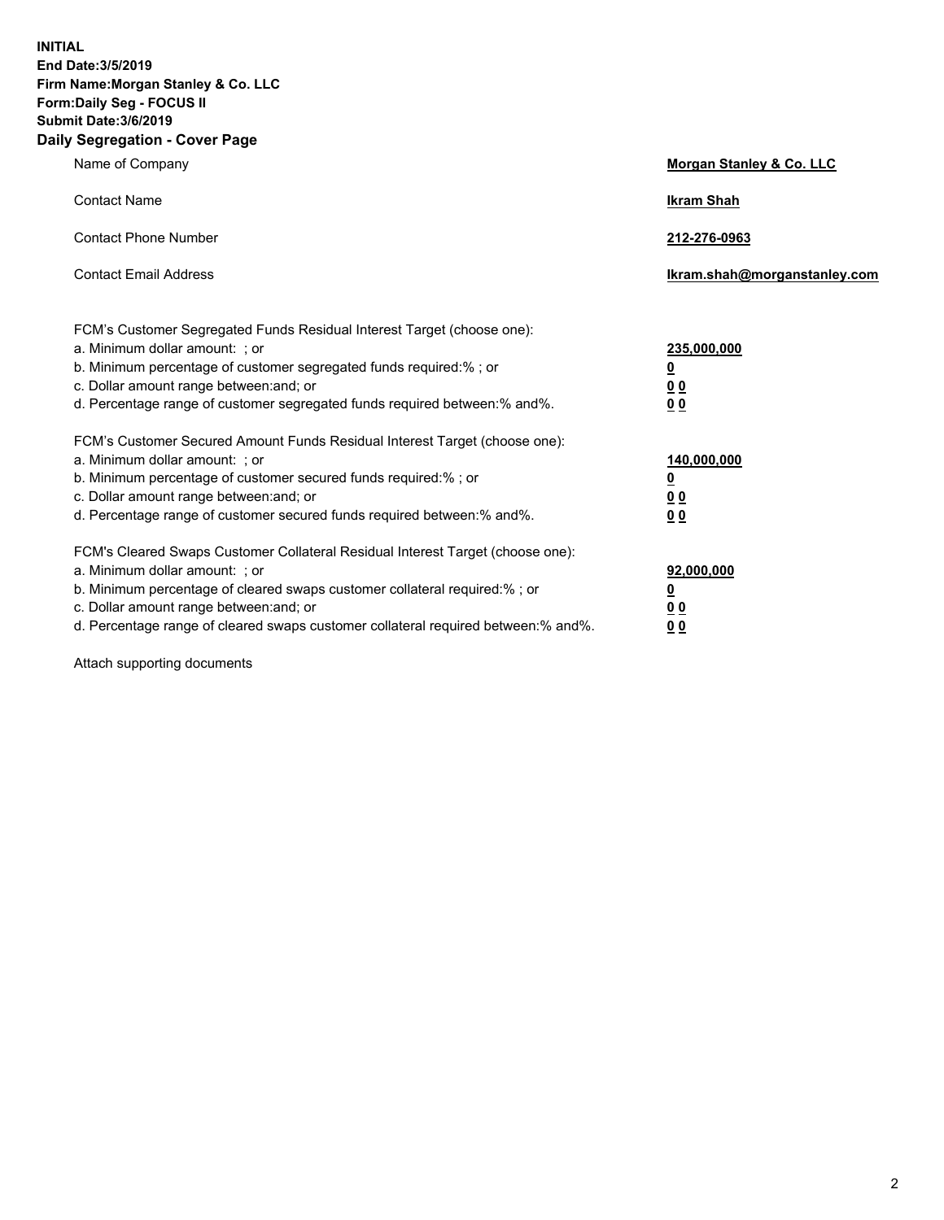**INITIAL**
**End Date:3/5/2019**
**Firm Name:Morgan Stanley & Co. LLC**
**Form:Daily Seg - FOCUS II**
**Submit Date:3/6/2019**
**Daily Segregation - Cover Page**

| | |
|---|---|
| Name of Company | **Morgan Stanley & Co. LLC** |
| Contact Name | **Ikram Shah** |
| Contact Phone Number | **212-276-0963** |
| Contact Email Address | **Ikram.shah@morganstanley.com** |

| | |
|---|---|
| FCM's Customer Segregated Funds Residual Interest Target (choose one): | |
| a. Minimum dollar amount: ; or | **235,000,000** |
| b. Minimum percentage of customer segregated funds required:% ; or | **0** |
| c. Dollar amount range between:and; or | **0 0** |
| d. Percentage range of customer segregated funds required between:% and%. | **0 0** |
| FCM's Customer Secured Amount Funds Residual Interest Target (choose one): | |
| a. Minimum dollar amount: ; or | **140,000,000** |
| b. Minimum percentage of customer secured funds required:% ; or | **0** |
| c. Dollar amount range between:and; or | **0 0** |
| d. Percentage range of customer secured funds required between:% and%. | **0 0** |
| FCM's Cleared Swaps Customer Collateral Residual Interest Target (choose one): | |
| a. Minimum dollar amount: ; or | **92,000,000** |
| b. Minimum percentage of cleared swaps customer collateral required:% ; or | **0** |
| c. Dollar amount range between:and; or | **0 0** |
| d. Percentage range of cleared swaps customer collateral required between:% and%. | **0 0** |

Attach supporting documents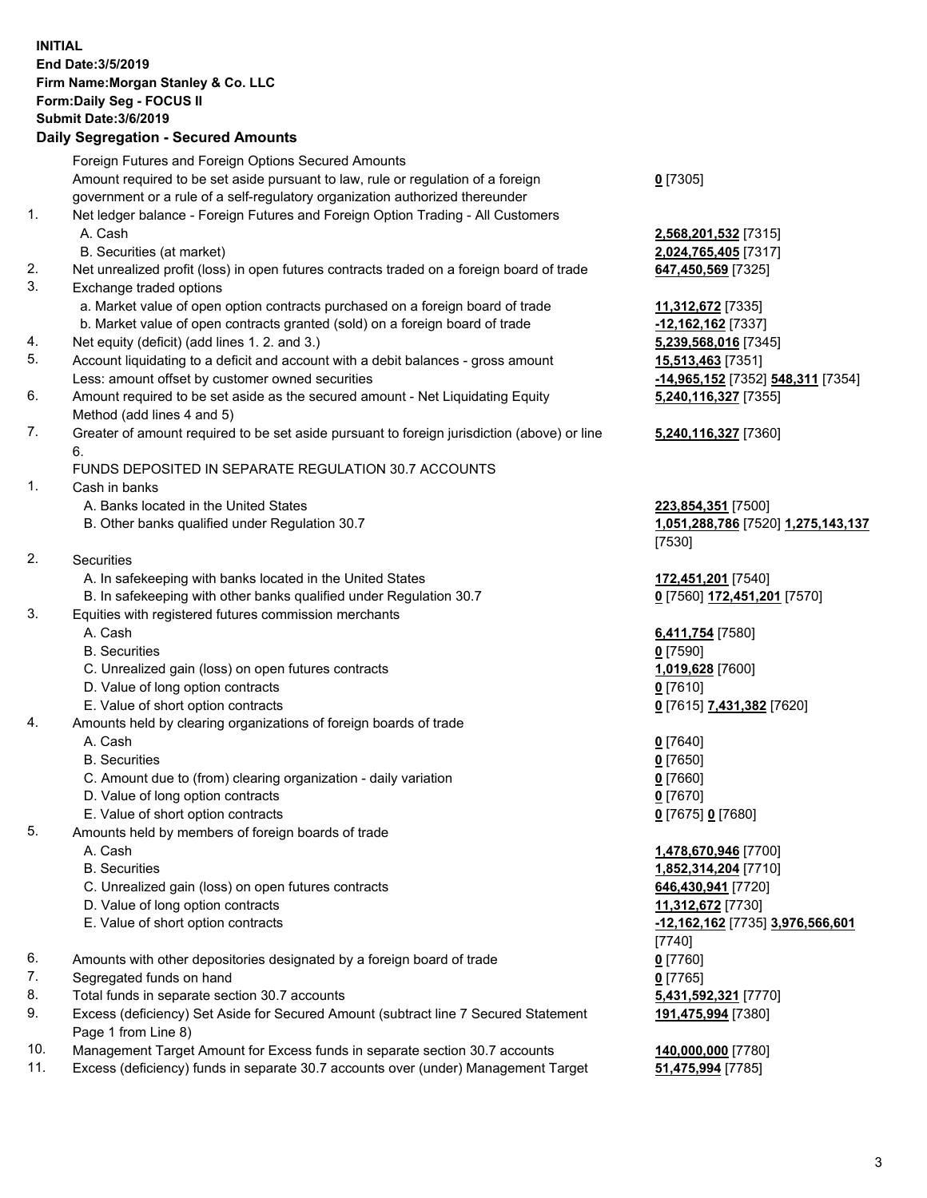**INITIAL**
**End Date:3/5/2019**
**Firm Name:Morgan Stanley & Co. LLC**
**Form:Daily Seg - FOCUS II**
**Submit Date:3/6/2019**

**Daily Segregation - Secured Amounts**

| | | |
|---|---|---|
| | Foreign Futures and Foreign Options Secured Amounts | |
| | Amount required to be set aside pursuant to law, rule or regulation of a foreign government or a rule of a self-regulatory organization authorized thereunder | **0** [7305] |
| 1. | Net ledger balance - Foreign Futures and Foreign Option Trading - All Customers | |
| | A. Cash | **2,568,201,532** [7315] |
| | B. Securities (at market) | **2,024,765,405** [7317] |
| 2. | Net unrealized profit (loss) in open futures contracts traded on a foreign board of trade | **647,450,569** [7325] |
| 3. | Exchange traded options | |
| | a. Market value of open option contracts purchased on a foreign board of trade | **11,312,672** [7335] |
| | b. Market value of open contracts granted (sold) on a foreign board of trade | **-12,162,162** [7337] |
| 4. | Net equity (deficit) (add lines 1. 2. and 3.) | **5,239,568,016** [7345] |
| 5. | Account liquidating to a deficit and account with a debit balances - gross amount | **15,513,463** [7351] |
| | Less: amount offset by customer owned securities | **-14,965,152** [7352] **548,311** [7354] |
| 6. | Amount required to be set aside as the secured amount - Net Liquidating Equity Method (add lines 4 and 5) | **5,240,116,327** [7355] |
| 7. | Greater of amount required to be set aside pursuant to foreign jurisdiction (above) or line 6. | **5,240,116,327** [7360] |
| | FUNDS DEPOSITED IN SEPARATE REGULATION 30.7 ACCOUNTS | |
| 1. | Cash in banks | |
| | A. Banks located in the United States | **223,854,351** [7500] |
| | B. Other banks qualified under Regulation 30.7 | **1,051,288,786** [7520] **1,275,143,137** [7530] |
| 2. | Securities | |
| | A. In safekeeping with banks located in the United States | **172,451,201** [7540] |
| | B. In safekeeping with other banks qualified under Regulation 30.7 | **0** [7560] **172,451,201** [7570] |
| 3. | Equities with registered futures commission merchants | |
| | A. Cash | **6,411,754** [7580] |
| | B. Securities | **0** [7590] |
| | C. Unrealized gain (loss) on open futures contracts | **1,019,628** [7600] |
| | D. Value of long option contracts | **0** [7610] |
| | E. Value of short option contracts | **0** [7615] **7,431,382** [7620] |
| 4. | Amounts held by clearing organizations of foreign boards of trade | |
| | A. Cash | **0** [7640] |
| | B. Securities | **0** [7650] |
| | C. Amount due to (from) clearing organization - daily variation | **0** [7660] |
| | D. Value of long option contracts | **0** [7670] |
| | E. Value of short option contracts | **0** [7675] **0** [7680] |
| 5. | Amounts held by members of foreign boards of trade | |
| | A. Cash | **1,478,670,946** [7700] |
| | B. Securities | **1,852,314,204** [7710] |
| | C. Unrealized gain (loss) on open futures contracts | **646,430,941** [7720] |
| | D. Value of long option contracts | **11,312,672** [7730] |
| | E. Value of short option contracts | **-12,162,162** [7735] **3,976,566,601** [7740] |
| 6. | Amounts with other depositories designated by a foreign board of trade | **0** [7760] |
| 7. | Segregated funds on hand | **0** [7765] |
| 8. | Total funds in separate section 30.7 accounts | **5,431,592,321** [7770] |
| 9. | Excess (deficiency) Set Aside for Secured Amount (subtract line 7 Secured Statement Page 1 from Line 8) | **191,475,994** [7380] |
| 10. | Management Target Amount for Excess funds in separate section 30.7 accounts | **140,000,000** [7780] |
| 11. | Excess (deficiency) funds in separate 30.7 accounts over (under) Management Target | **51,475,994** [7785] |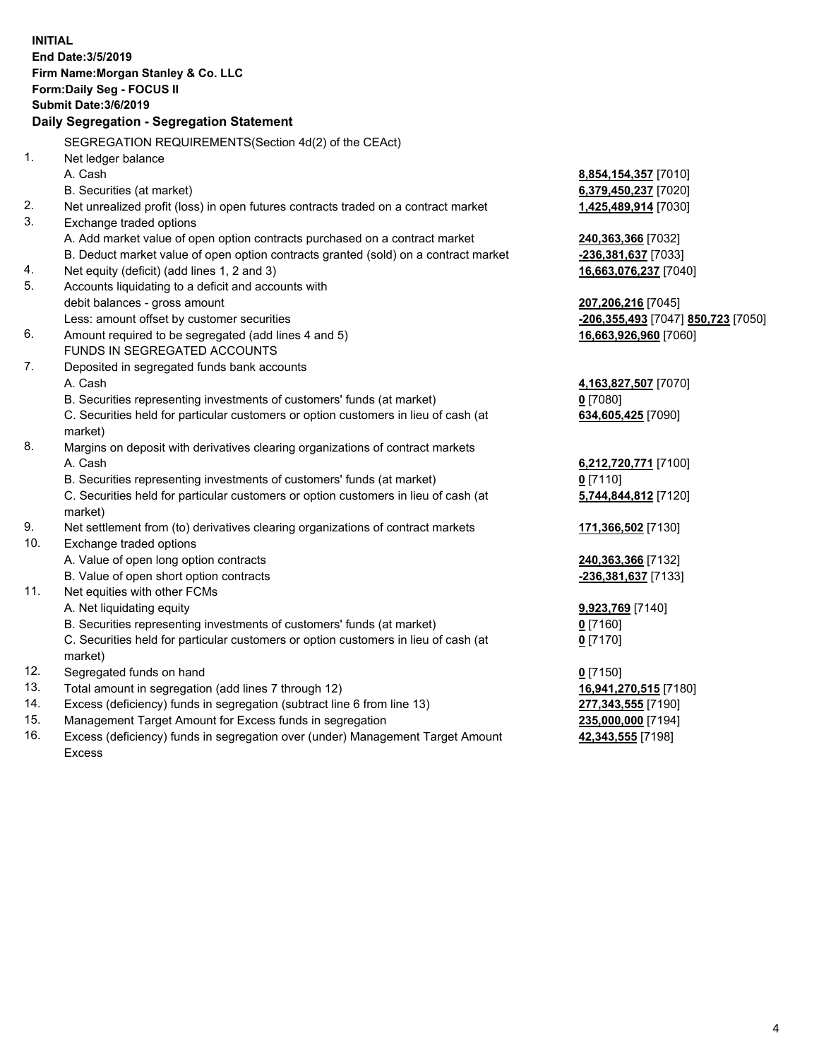**INITIAL**
**End Date:3/5/2019**
**Firm Name:Morgan Stanley & Co. LLC**
**Form:Daily Seg - FOCUS II**
**Submit Date:3/6/2019**

## Daily Segregation - Segregation Statement

| | | |
|---|---|---|
| | SEGREGATION REQUIREMENTS(Section 4d(2) of the CEAct) | |
| 1. | Net ledger balance | |
| | A. Cash | **8,854,154,357** [7010] |
| | B. Securities (at market) | **6,379,450,237** [7020] |
| 2. | Net unrealized profit (loss) in open futures contracts traded on a contract market | **1,425,489,914** [7030] |
| 3. | Exchange traded options | |
| | A. Add market value of open option contracts purchased on a contract market | **240,363,366** [7032] |
| | B. Deduct market value of open option contracts granted (sold) on a contract market | **-236,381,637** [7033] |
| 4. | Net equity (deficit) (add lines 1, 2 and 3) | **16,663,076,237** [7040] |
| 5. | Accounts liquidating to a deficit and accounts with | |
| | debit balances - gross amount | **207,206,216** [7045] |
| | Less: amount offset by customer securities | **-206,355,493** [7047] **850,723** [7050] |
| 6. | Amount required to be segregated (add lines 4 and 5) | **16,663,926,960** [7060] |
| | FUNDS IN SEGREGATED ACCOUNTS | |
| 7. | Deposited in segregated funds bank accounts | |
| | A. Cash | **4,163,827,507** [7070] |
| | B. Securities representing investments of customers' funds (at market) | **0** [7080] |
| | C. Securities held for particular customers or option customers in lieu of cash (at market) | **634,605,425** [7090] |
| 8. | Margins on deposit with derivatives clearing organizations of contract markets | |
| | A. Cash | **6,212,720,771** [7100] |
| | B. Securities representing investments of customers' funds (at market) | **0** [7110] |
| | C. Securities held for particular customers or option customers in lieu of cash (at market) | **5,744,844,812** [7120] |
| 9. | Net settlement from (to) derivatives clearing organizations of contract markets | **171,366,502** [7130] |
| 10. | Exchange traded options | |
| | A. Value of open long option contracts | **240,363,366** [7132] |
| | B. Value of open short option contracts | **-236,381,637** [7133] |
| 11. | Net equities with other FCMs | |
| | A. Net liquidating equity | **9,923,769** [7140] |
| | B. Securities representing investments of customers' funds (at market) | **0** [7160] |
| | C. Securities held for particular customers or option customers in lieu of cash (at market) | **0** [7170] |
| 12. | Segregated funds on hand | **0** [7150] |
| 13. | Total amount in segregation (add lines 7 through 12) | **16,941,270,515** [7180] |
| 14. | Excess (deficiency) funds in segregation (subtract line 6 from line 13) | **277,343,555** [7190] |
| 15. | Management Target Amount for Excess funds in segregation | **235,000,000** [7194] |
| 16. | Excess (deficiency) funds in segregation over (under) Management Target Amount Excess | **42,343,555** [7198] |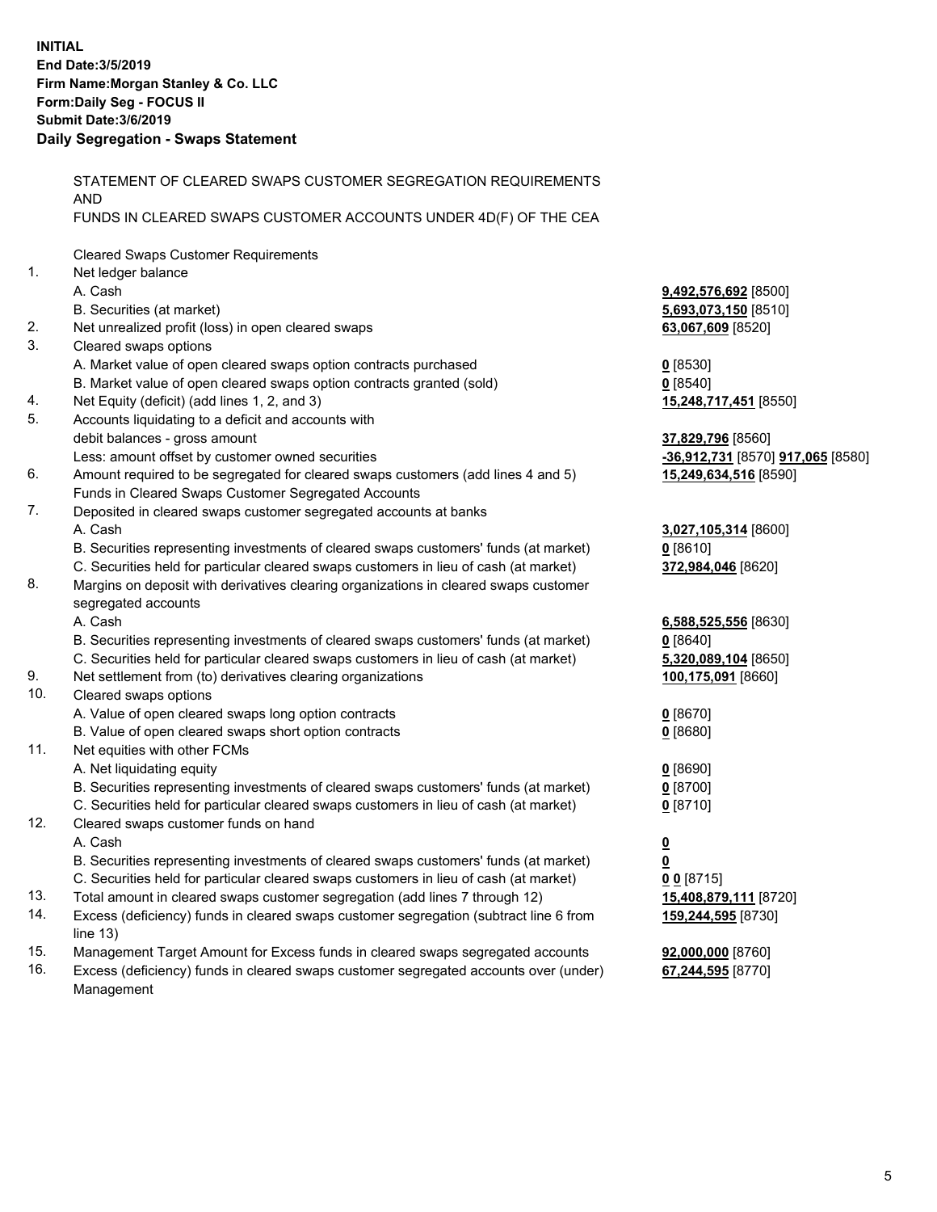**INITIAL**
**End Date:3/5/2019**
**Firm Name:Morgan Stanley & Co. LLC**
**Form:Daily Seg - FOCUS II**
**Submit Date:3/6/2019**
**Daily Segregation - Swaps Statement**

STATEMENT OF CLEARED SWAPS CUSTOMER SEGREGATION REQUIREMENTS AND FUNDS IN CLEARED SWAPS CUSTOMER ACCOUNTS UNDER 4D(F) OF THE CEA

| | | |
|---|---|---|
| | Cleared Swaps Customer Requirements | |
| 1. | Net ledger balance | |
| | A. Cash | **9,492,576,692** [8500] |
| | B. Securities (at market) | **5,693,073,150** [8510] |
| 2. | Net unrealized profit (loss) in open cleared swaps | **63,067,609** [8520] |
| 3. | Cleared swaps options | |
| | A. Market value of open cleared swaps option contracts purchased | **0** [8530] |
| | B. Market value of open cleared swaps option contracts granted (sold) | **0** [8540] |
| 4. | Net Equity (deficit) (add lines 1, 2, and 3) | **15,248,717,451** [8550] |
| 5. | Accounts liquidating to a deficit and accounts with debit balances - gross amount | **37,829,796** [8560] |
| | Less: amount offset by customer owned securities | **-36,912,731** [8570] **917,065** [8580] |
| 6. | Amount required to be segregated for cleared swaps customers (add lines 4 and 5) | **15,249,634,516** [8590] |
| | Funds in Cleared Swaps Customer Segregated Accounts | |
| 7. | Deposited in cleared swaps customer segregated accounts at banks | |
| | A. Cash | **3,027,105,314** [8600] |
| | B. Securities representing investments of cleared swaps customers' funds (at market) | **0** [8610] |
| | C. Securities held for particular cleared swaps customers in lieu of cash (at market) | **372,984,046** [8620] |
| 8. | Margins on deposit with derivatives clearing organizations in cleared swaps customer segregated accounts | |
| | A. Cash | **6,588,525,556** [8630] |
| | B. Securities representing investments of cleared swaps customers' funds (at market) | **0** [8640] |
| | C. Securities held for particular cleared swaps customers in lieu of cash (at market) | **5,320,089,104** [8650] |
| 9. | Net settlement from (to) derivatives clearing organizations | **100,175,091** [8660] |
| 10. | Cleared swaps options | |
| | A. Value of open cleared swaps long option contracts | **0** [8670] |
| | B. Value of open cleared swaps short option contracts | **0** [8680] |
| 11. | Net equities with other FCMs | |
| | A. Net liquidating equity | **0** [8690] |
| | B. Securities representing investments of cleared swaps customers' funds (at market) | **0** [8700] |
| | C. Securities held for particular cleared swaps customers in lieu of cash (at market) | **0** [8710] |
| 12. | Cleared swaps customer funds on hand | |
| | A. Cash | **0** |
| | B. Securities representing investments of cleared swaps customers' funds (at market) | **0** |
| | C. Securities held for particular cleared swaps customers in lieu of cash (at market) | **0** **0** [8715] |
| 13. | Total amount in cleared swaps customer segregation (add lines 7 through 12) | **15,408,879,111** [8720] |
| 14. | Excess (deficiency) funds in cleared swaps customer segregation (subtract line 6 from line 13) | **159,244,595** [8730] |
| 15. | Management Target Amount for Excess funds in cleared swaps segregated accounts | **92,000,000** [8760] |
| 16. | Excess (deficiency) funds in cleared swaps customer segregated accounts over (under) Management | **67,244,595** [8770] |